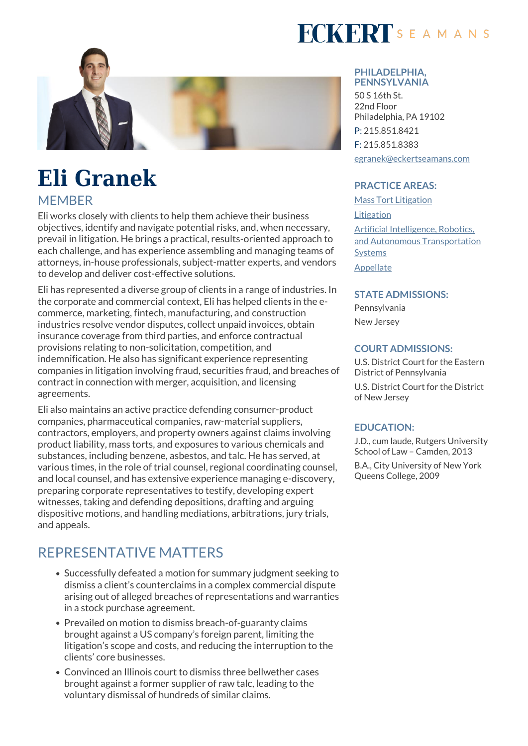# Eli Granek

## MEMBER

Eli works closely with clients to help them achieve their business objectives, identify and navigate potential risks, and, when necessary, prevail in litigation. He brings a practical, results-oriented approach to each challenge, and has experience assembling and managing teams of attorneys, in-house professionals, subject-matter experts, and vendors to develop and deliver cost-effective solutions.

Eli has represented a diverse group of clients in a range of industries. In the corporate and commercial context, Eli has helped clients in the e-commerce, marketing, fintech, manufacturing, and construction industries resolve vendor disputes, collect unpaid invoices, obtain insurance coverage from third parties, and enforce contractual provisions relating to non-solicitation, competition, and indemnification. He also has significant experience representing companies in litigation involving fraud, securities fraud, and breaches of contract in connection with merger, acquisition, and licensing agreements.

Eli also maintains an active practice defending consumer-product companies, pharmaceutical companies, raw-material suppliers, contractors, employers, and property owners against claims involving product liability, mass torts, and exposures to various chemicals and substances, including benzene, asbestos, and talc. He has served, at various times, in the role of trial counsel, regional coordinating counsel, and local counsel, and has extensive experience managing e-discovery, preparing corporate representatives to testify, developing expert witnesses, taking and defending depositions, drafting and arguing dispositive motions, and handling mediations, arbitrations, jury trials, and appeals.

## REPRESENTATIVE MATTERS

- Successfully defeated a motion for summary judgment seeking to dismiss a client's counterclaims in a complex commercial dispute arising out of alleged breaches of representations and warranties in a stock purchase agreement.
- Prevailed on motion to dismiss breach-of-guaranty claims brought against a US company's foreign parent, limiting the litigation's scope and costs, and reducing the interruption to the clients' core businesses.
- Convinced an Illinois court to dismiss three bellwether cases brought against a former supplier of raw talc, leading to the voluntary dismissal of hundreds of similar claims.

### PHILADELPHIA, PENNSYLVANIA

50 S 16th St.
22nd Floor
Philadelphia, PA 19102

P: 215.851.8421

F: 215.851.8383

egranek@eckertseamans.com

### PRACTICE AREAS:

Mass Tort Litigation

Litigation

Artificial Intelligence, Robotics, and Autonomous Transportation Systems

Appellate

### STATE ADMISSIONS:

Pennsylvania

New Jersey

### COURT ADMISSIONS:

U.S. District Court for the Eastern District of Pennsylvania

U.S. District Court for the District of New Jersey

### EDUCATION:

J.D., cum laude, Rutgers University School of Law – Camden, 2013

B.A., City University of New York Queens College, 2009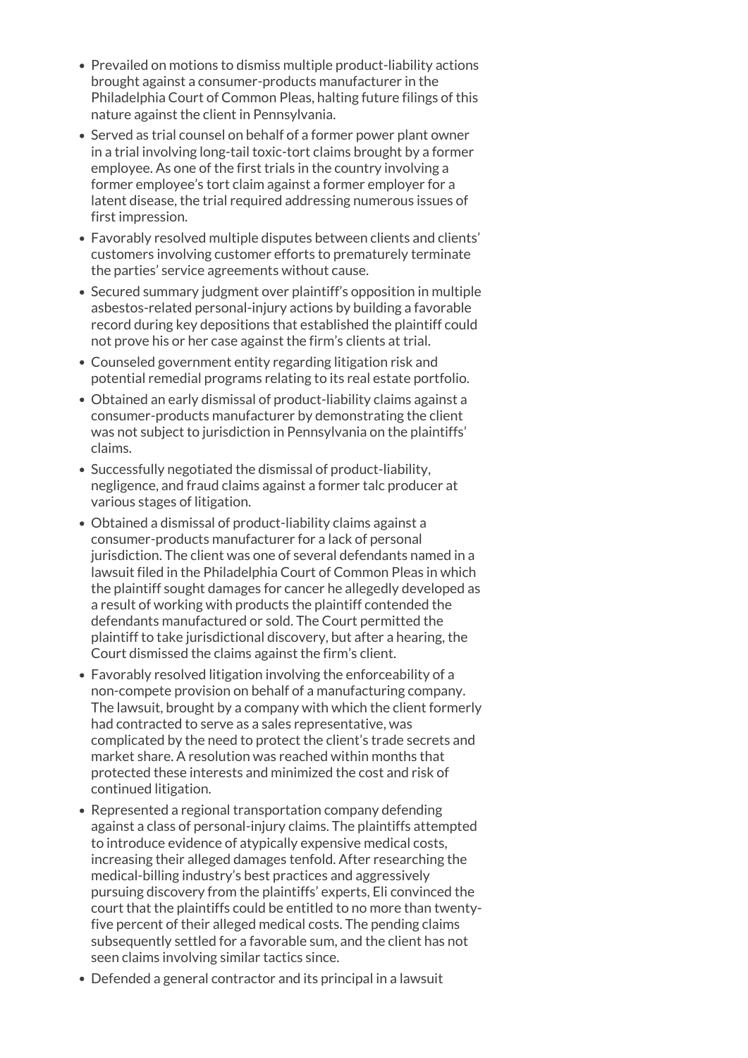- Prevailed on motions to dismiss multiple product-liability actions brought against a consumer-products manufacturer in the Philadelphia Court of Common Pleas, halting future filings of this nature against the client in Pennsylvania.
- Served as trial counsel on behalf of a former power plant owner in a trial involving long-tail toxic-tort claims brought by a former employee. As one of the first trials in the country involving a former employee's tort claim against a former employer for a latent disease, the trial required addressing numerous issues of first impression.
- Favorably resolved multiple disputes between clients and clients' customers involving customer efforts to prematurely terminate the parties' service agreements without cause.
- Secured summary judgment over plaintiff's opposition in multiple asbestos-related personal-injury actions by building a favorable record during key depositions that established the plaintiff could not prove his or her case against the firm's clients at trial.
- Counseled government entity regarding litigation risk and potential remedial programs relating to its real estate portfolio.
- Obtained an early dismissal of product-liability claims against a consumer-products manufacturer by demonstrating the client was not subject to jurisdiction in Pennsylvania on the plaintiffs' claims.
- Successfully negotiated the dismissal of product-liability, negligence, and fraud claims against a former talc producer at various stages of litigation.
- Obtained a dismissal of product-liability claims against a consumer-products manufacturer for a lack of personal jurisdiction. The client was one of several defendants named in a lawsuit filed in the Philadelphia Court of Common Pleas in which the plaintiff sought damages for cancer he allegedly developed as a result of working with products the plaintiff contended the defendants manufactured or sold. The Court permitted the plaintiff to take jurisdictional discovery, but after a hearing, the Court dismissed the claims against the firm's client.
- Favorably resolved litigation involving the enforceability of a non-compete provision on behalf of a manufacturing company. The lawsuit, brought by a company with which the client formerly had contracted to serve as a sales representative, was complicated by the need to protect the client's trade secrets and market share. A resolution was reached within months that protected these interests and minimized the cost and risk of continued litigation.
- Represented a regional transportation company defending against a class of personal-injury claims. The plaintiffs attempted to introduce evidence of atypically expensive medical costs, increasing their alleged damages tenfold. After researching the medical-billing industry's best practices and aggressively pursuing discovery from the plaintiffs' experts, Eli convinced the court that the plaintiffs could be entitled to no more than twenty-five percent of their alleged medical costs. The pending claims subsequently settled for a favorable sum, and the client has not seen claims involving similar tactics since.
- Defended a general contractor and its principal in a lawsuit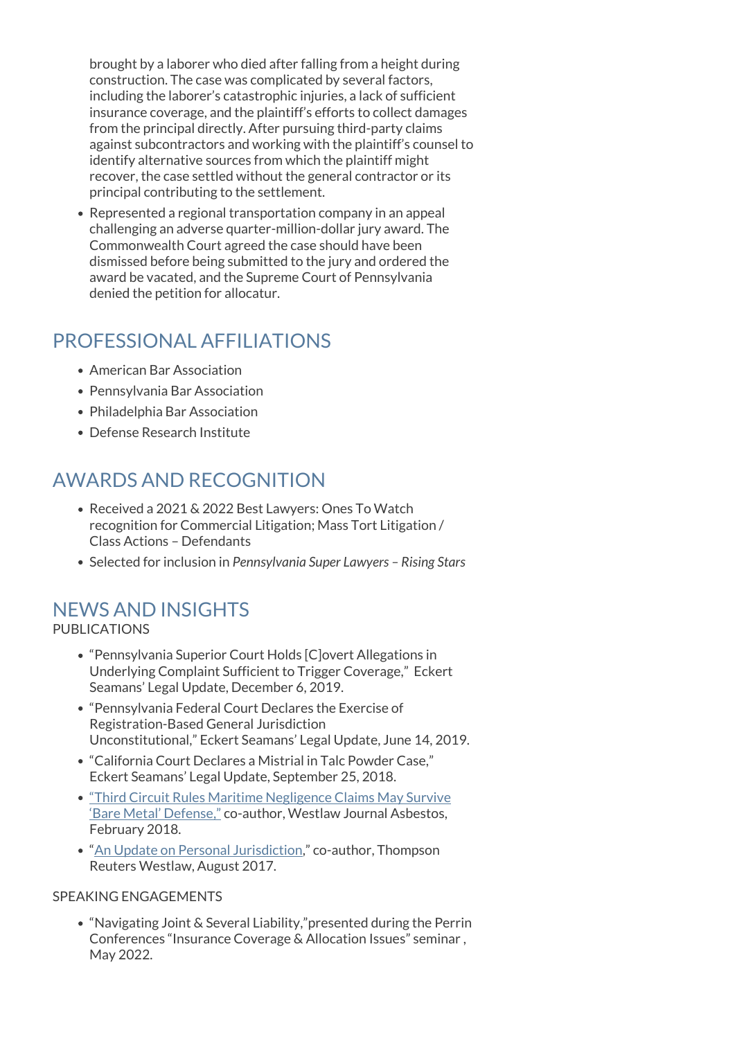brought by a laborer who died after falling from a height during construction. The case was complicated by several factors, including the laborer's catastrophic injuries, a lack of sufficient insurance coverage, and the plaintiff's efforts to collect damages from the principal directly. After pursuing third-party claims against subcontractors and working with the plaintiff's counsel to identify alternative sources from which the plaintiff might recover, the case settled without the general contractor or its principal contributing to the settlement.

- Represented a regional transportation company in an appeal challenging an adverse quarter-million-dollar jury award. The Commonwealth Court agreed the case should have been dismissed before being submitted to the jury and ordered the award be vacated, and the Supreme Court of Pennsylvania denied the petition for allocatur.

## PROFESSIONAL AFFILIATIONS

- American Bar Association
- Pennsylvania Bar Association
- Philadelphia Bar Association
- Defense Research Institute

## AWARDS AND RECOGNITION

- Received a 2021 & 2022 Best Lawyers: Ones To Watch recognition for Commercial Litigation; Mass Tort Litigation / Class Actions – Defendants
- Selected for inclusion in *Pennsylvania Super Lawyers – Rising Stars*

## NEWS AND INSIGHTS

PUBLICATIONS

- "Pennsylvania Superior Court Holds [C]overt Allegations in Underlying Complaint Sufficient to Trigger Coverage," Eckert Seamans' Legal Update, December 6, 2019.
- "Pennsylvania Federal Court Declares the Exercise of Registration-Based General Jurisdiction Unconstitutional," Eckert Seamans' Legal Update, June 14, 2019.
- "California Court Declares a Mistrial in Talc Powder Case," Eckert Seamans' Legal Update, September 25, 2018.
- "Third Circuit Rules Maritime Negligence Claims May Survive 'Bare Metal' Defense," co-author, Westlaw Journal Asbestos, February 2018.
- "An Update on Personal Jurisdiction," co-author, Thompson Reuters Westlaw, August 2017.

SPEAKING ENGAGEMENTS

- "Navigating Joint & Several Liability,"presented during the Perrin Conferences "Insurance Coverage & Allocation Issues" seminar , May 2022.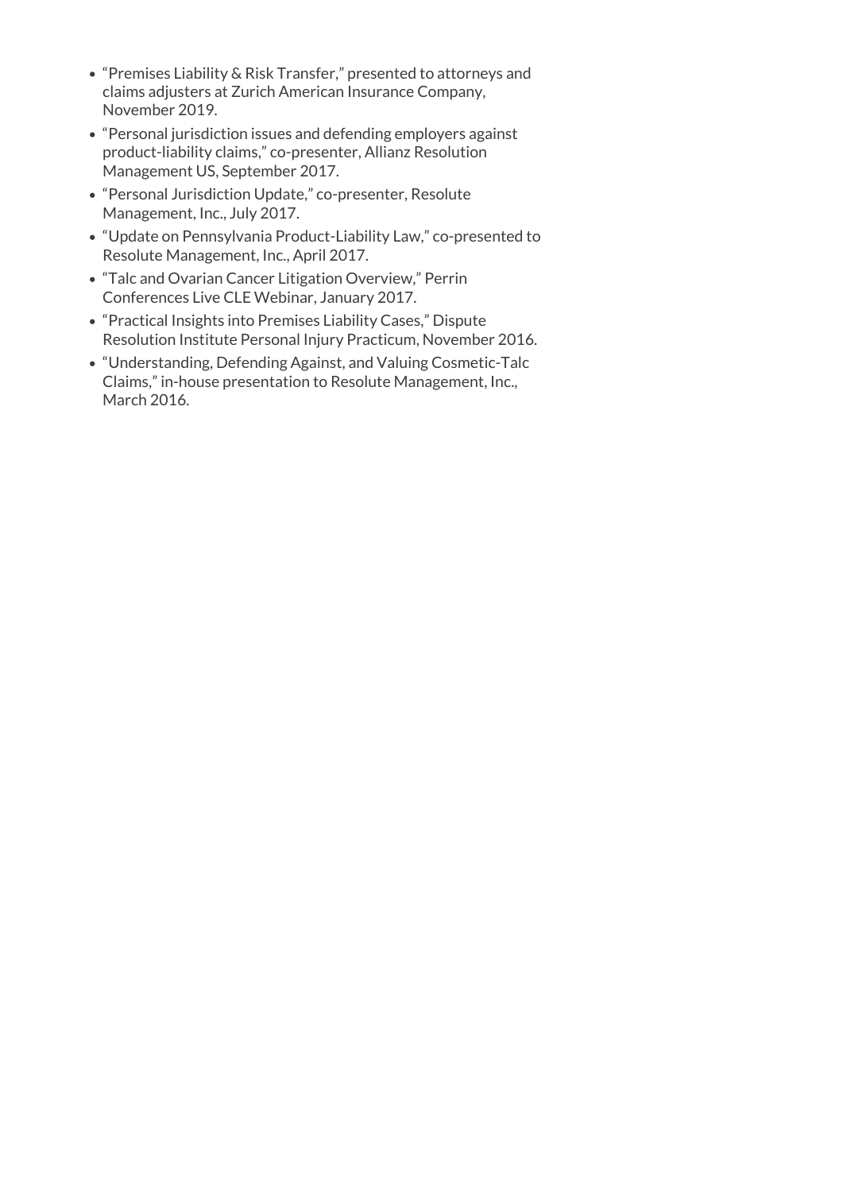- “Premises Liability & Risk Transfer,” presented to attorneys and claims adjusters at Zurich American Insurance Company, November 2019.
- “Personal jurisdiction issues and defending employers against product-liability claims,” co-presenter, Allianz Resolution Management US, September 2017.
- “Personal Jurisdiction Update,” co-presenter, Resolute Management, Inc., July 2017.
- “Update on Pennsylvania Product-Liability Law,” co-presented to Resolute Management, Inc., April 2017.
- “Talc and Ovarian Cancer Litigation Overview,” Perrin Conferences Live CLE Webinar, January 2017.
- “Practical Insights into Premises Liability Cases,” Dispute Resolution Institute Personal Injury Practicum, November 2016.
- “Understanding, Defending Against, and Valuing Cosmetic-Talc Claims,” in-house presentation to Resolute Management, Inc., March 2016.